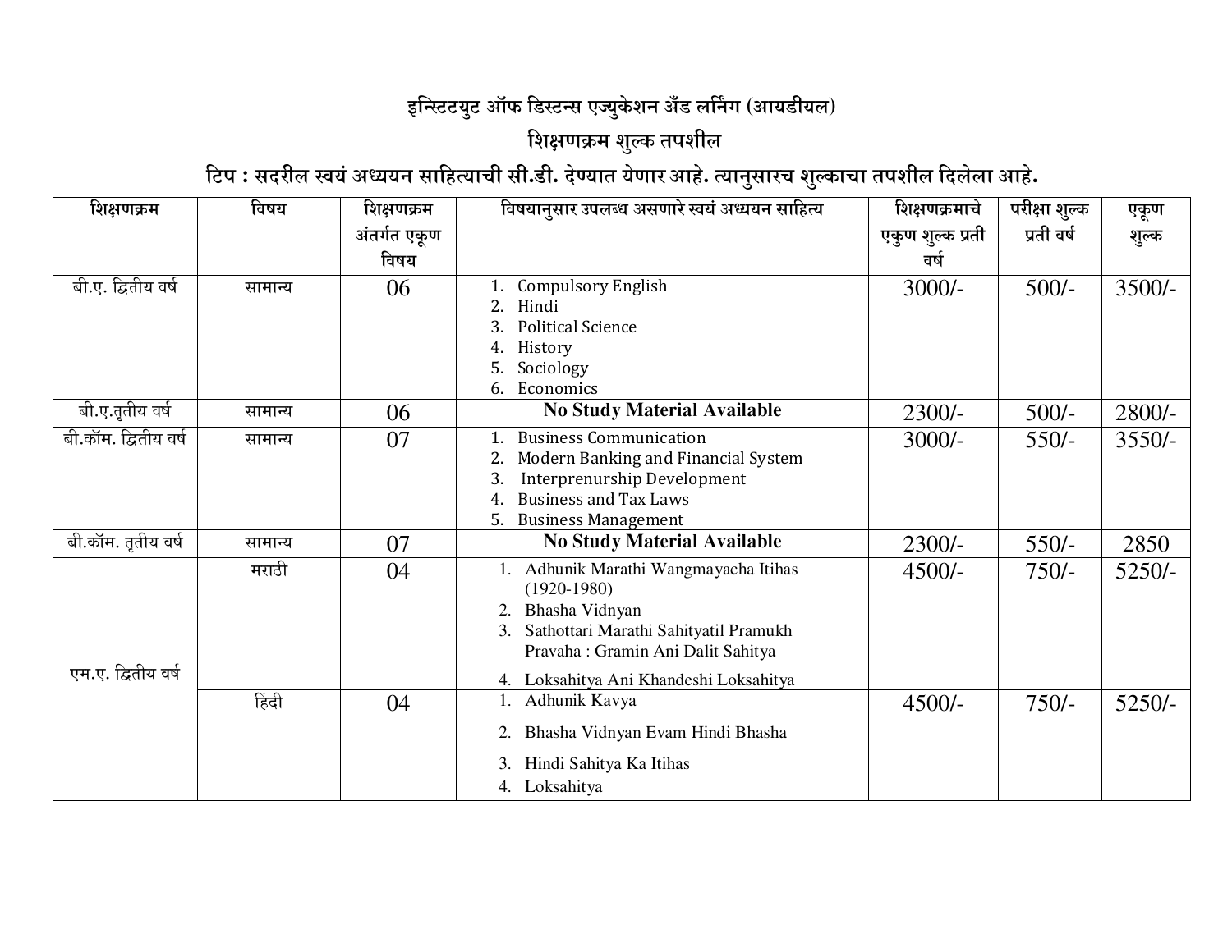# इन्स्टिटयुट ऑफ डिस्टन्स एज्युकेशन अँड लर्निंग (आयडीयल)

## शिक्षणक्रम शुल्क तपशील

**टिप : सदरील स्वयं अध्ययन साहित्याची सी.डी. देण्यात येणार आहे. त्यानुसारच शुल्काचा तपशील दिलेला आहे.**

| शिक्षणक्रम | विषय | शिक्षणक्रम अंतर्गत एकूण विषय | विषयानुसार उपलब्ध असणारे स्वयं अध्ययन साहित्य | शिक्षणक्रमाचे एकुण शुल्क प्रती वर्ष | परीक्षा शुल्क प्रती वर्ष | एकूण शुल्क |
|---|---|---|---|---|---|---|
| बी.ए. द्वितीय वर्ष | सामान्य | 06 | 1. Compulsory English<br>2. Hindi<br>3. Political Science<br>4. History<br>5. Sociology<br>6. Economics | 3000/- | 500/- | 3500/- |
| बी.ए.तृतीय वर्ष | सामान्य | 06 | **No Study Material Available** | 2300/- | 500/- | 2800/- |
| बी.कॉम. द्वितीय वर्ष | सामान्य | 07 | 1. Business Communication<br>2. Modern Banking and Financial System<br>3. Interprenurship Development<br>4. Business and Tax Laws<br>5. Business Management | 3000/- | 550/- | 3550/- |
| बी.कॉम. तृतीय वर्ष | सामान्य | 07 | **No Study Material Available** | 2300/- | 550/- | 2850 |
| एम.ए. द्वितीय वर्ष | मराठी | 04 | 1. Adhunik Marathi Wangmayacha Itihas (1920-1980)<br>2. Bhasha Vidnyan<br>3. Sathottari Marathi Sahityatil Pramukh Pravaha : Gramin Ani Dalit Sahitya<br>4. Loksahitya Ani Khandeshi Loksahitya | 4500/- | 750/- | 5250/- |
| | हिंदी | 04 | 1. Adhunik Kavya<br>2. Bhasha Vidnyan Evam Hindi Bhasha<br>3. Hindi Sahitya Ka Itihas<br>4. Loksahitya | 4500/- | 750/- | 5250/- |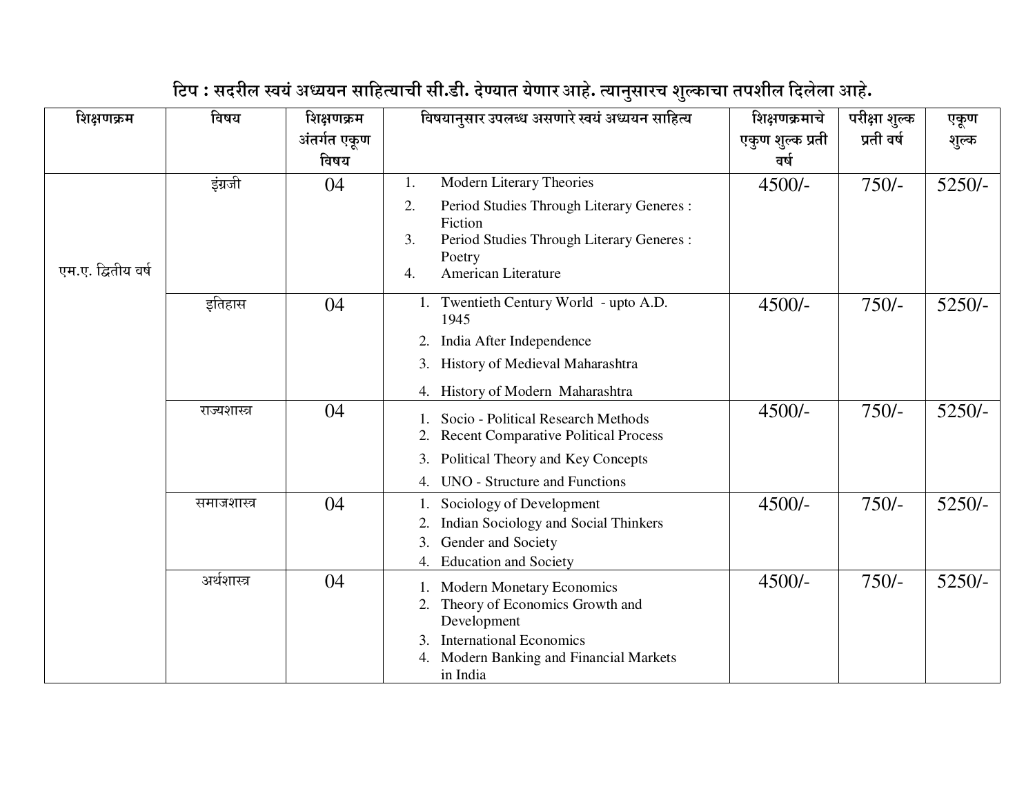**टिप : सदरील स्वयं अध्ययन साहित्याची सी.डी. देण्यात येणार आहे. त्यानुसारच शुल्काचा तपशील दिलेला आहे.**

| शिक्षणक्रम | विषय | शिक्षणक्रम अंतर्गत एकूण विषय | विषयानुसार उपलब्ध असणारे स्वयं अध्ययन साहित्य | शिक्षणक्रमाचे एकुण शुल्क प्रती वर्ष | परीक्षा शुल्क प्रती वर्ष | एकूण शुल्क |
|---|---|---|---|---|---|---|
| एम.ए. द्वितीय वर्ष | इंग्रजी | 04 | 1. Modern Literary Theories<br>2. Period Studies Through Literary Generes : Fiction<br>3. Period Studies Through Literary Generes : Poetry<br>4. American Literature | 4500/- | 750/- | 5250/- |
| | इतिहास | 04 | 1. Twentieth Century World - upto A.D. 1945<br>2. India After Independence<br>3. History of Medieval Maharashtra<br>4. History of Modern Maharashtra | 4500/- | 750/- | 5250/- |
| | राज्यशास्त्र | 04 | 1. Socio - Political Research Methods<br>2. Recent Comparative Political Process<br>3. Political Theory and Key Concepts<br>4. UNO - Structure and Functions | 4500/- | 750/- | 5250/- |
| | समाजशास्त्र | 04 | 1. Sociology of Development<br>2. Indian Sociology and Social Thinkers<br>3. Gender and Society<br>4. Education and Society | 4500/- | 750/- | 5250/- |
| | अर्थशास्त्र | 04 | 1. Modern Monetary Economics<br>2. Theory of Economics Growth and Development<br>3. International Economics<br>4. Modern Banking and Financial Markets in India | 4500/- | 750/- | 5250/- |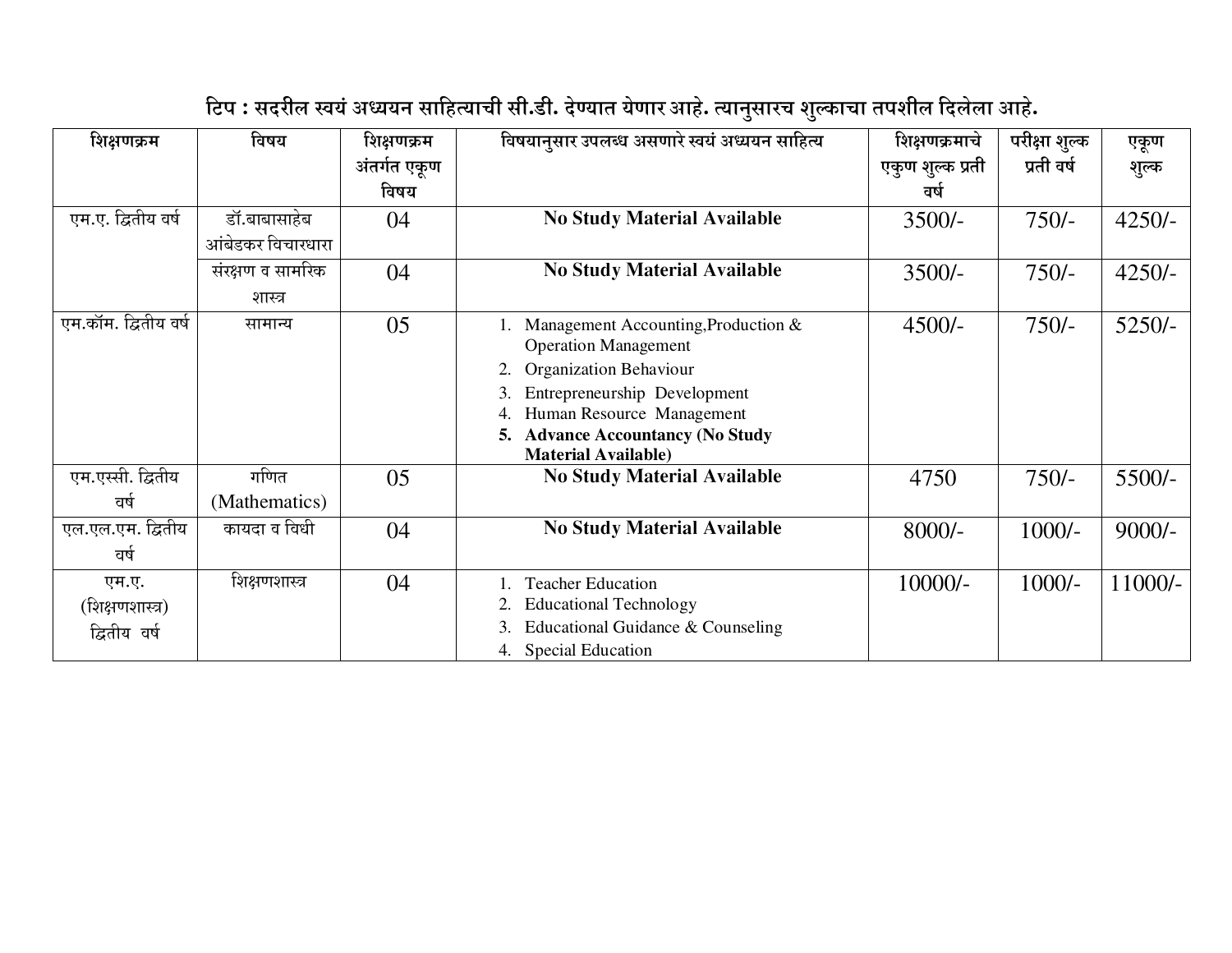**टिप : सदरील स्वयं अध्ययन साहित्याची सी.डी. देण्यात येणार आहे. त्यानुसारच शुल्काचा तपशील दिलेला आहे.**

| शिक्षणक्रम | विषय | शिक्षणक्रम अंतर्गत एकूण विषय | विषयानुसार उपलब्ध असणारे स्वयं अध्ययन साहित्य | शिक्षणक्रमाचे एकुण शुल्क प्रती वर्ष | परीक्षा शुल्क प्रती वर्ष | एकूण शुल्क |
|---|---|---|---|---|---|---|
| एम.ए. द्वितीय वर्ष | डॉ.बाबासाहेब आंबेडकर विचारधारा | 04 | **No Study Material Available** | 3500/- | 750/- | 4250/- |
| | संरक्षण व सामरिक शास्त्र | 04 | **No Study Material Available** | 3500/- | 750/- | 4250/- |
| एम.कॉम. द्वितीय वर्ष | सामान्य | 05 | 1. Management Accounting,Production & Operation Management<br>2. Organization Behaviour<br>3. Entrepreneurship Development<br>4. Human Resource Management<br>**5. Advance Accountancy (No Study Material Available)** | 4500/- | 750/- | 5250/- |
| एम.एस्सी. द्वितीय वर्ष | गणित (Mathematics) | 05 | **No Study Material Available** | 4750 | 750/- | 5500/- |
| एल.एल.एम. द्वितीय वर्ष | कायदा व विधी | 04 | **No Study Material Available** | 8000/- | 1000/- | 9000/- |
| एम.ए. (शिक्षणशास्त्र) द्वितीय वर्ष | शिक्षणशास्त्र | 04 | 1. Teacher Education<br>2. Educational Technology<br>3. Educational Guidance & Counseling<br>4. Special Education | 10000/- | 1000/- | 11000/- |